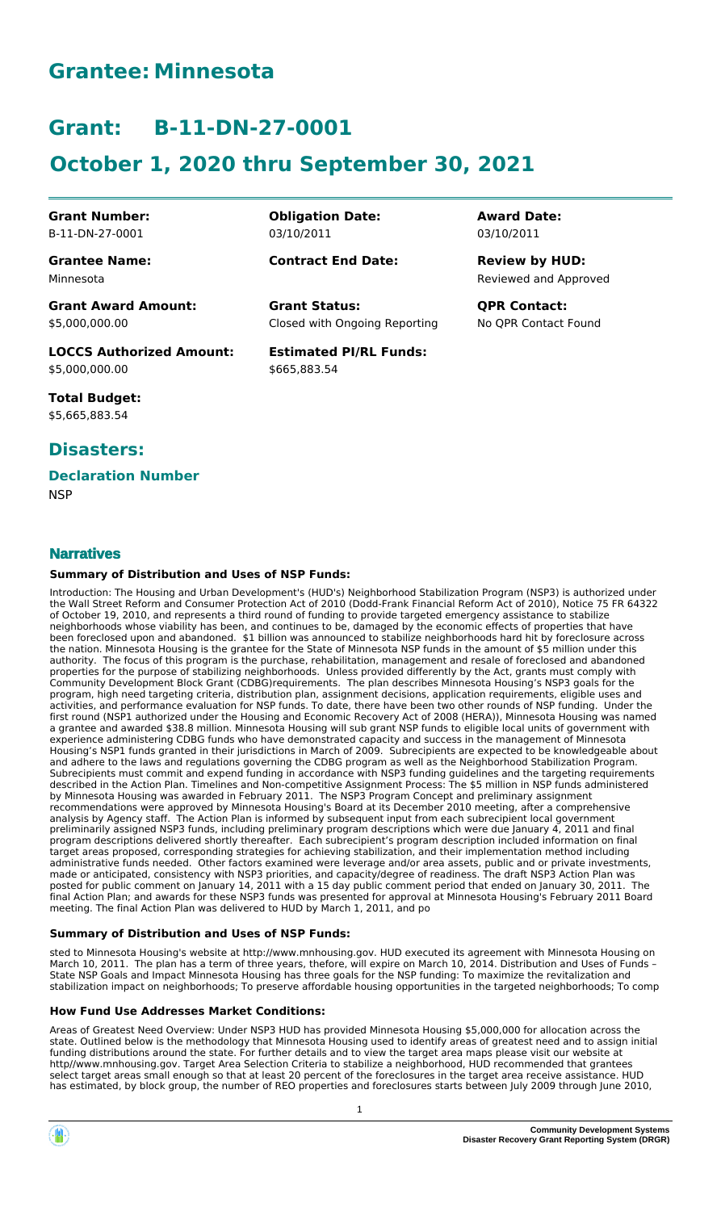# Grantee: Minnesota

# Grant: B-11-DN-27-0001

# October 1, 2020 thru September 30, 2021

| | | |
|---|---|---|
| **Grant Number:** B-11-DN-27-0001 | **Obligation Date:** 03/10/2011 | **Award Date:** 03/10/2011 |
| **Grantee Name:** Minnesota | **Contract End Date:** | **Review by HUD:** Reviewed and Approved |
| **Grant Award Amount:** $5,000,000.00 | **Grant Status:** Closed with Ongoing Reporting | **QPR Contact:** No QPR Contact Found |
| **LOCCS Authorized Amount:** $5,000,000.00 | **Estimated PI/RL Funds:** $665,883.54 | |
| **Total Budget:** $5,665,883.54 | | |

## Disasters:

### Declaration Number

NSP

## Narratives

#### Summary of Distribution and Uses of NSP Funds:

Introduction: The Housing and Urban Development's (HUD's) Neighborhood Stabilization Program (NSP3) is authorized under the Wall Street Reform and Consumer Protection Act of 2010 (Dodd-Frank Financial Reform Act of 2010), Notice 75 FR 64322 of October 19, 2010, and represents a third round of funding to provide targeted emergency assistance to stabilize neighborhoods whose viability has been, and continues to be, damaged by the economic effects of properties that have been foreclosed upon and abandoned. $1 billion was announced to stabilize neighborhoods hard hit by foreclosure across the nation. Minnesota Housing is the grantee for the State of Minnesota NSP funds in the amount of $5 million under this authority. The focus of this program is the purchase, rehabilitation, management and resale of foreclosed and abandoned properties for the purpose of stabilizing neighborhoods. Unless provided differently by the Act, grants must comply with Community Development Block Grant (CDBG)requirements. The plan describes Minnesota Housing's NSP3 goals for the program, high need targeting criteria, distribution plan, assignment decisions, application requirements, eligible uses and activities, and performance evaluation for NSP funds. To date, there have been two other rounds of NSP funding. Under the first round (NSP1 authorized under the Housing and Economic Recovery Act of 2008 (HERA)), Minnesota Housing was named a grantee and awarded $38.8 million. Minnesota Housing will sub grant NSP funds to eligible local units of government with experience administering CDBG funds who have demonstrated capacity and success in the management of Minnesota Housing's NSP1 funds granted in their jurisdictions in March of 2009. Subrecipients are expected to be knowledgeable about and adhere to the laws and regulations governing the CDBG program as well as the Neighborhood Stabilization Program. Subrecipients must commit and expend funding in accordance with NSP3 funding guidelines and the targeting requirements described in the Action Plan. Timelines and Non-competitive Assignment Process: The $5 million in NSP funds administered by Minnesota Housing was awarded in February 2011. The NSP3 Program Concept and preliminary assignment recommendations were approved by Minnesota Housing's Board at its December 2010 meeting, after a comprehensive analysis by Agency staff. The Action Plan is informed by subsequent input from each subrecipient local government preliminarily assigned NSP3 funds, including preliminary program descriptions which were due January 4, 2011 and final program descriptions delivered shortly thereafter. Each subrecipient's program description included information on final target areas proposed, corresponding strategies for achieving stabilization, and their implementation method including administrative funds needed. Other factors examined were leverage and/or area assets, public and or private investments, made or anticipated, consistency with NSP3 priorities, and capacity/degree of readiness. The draft NSP3 Action Plan was posted for public comment on January 14, 2011 with a 15 day public comment period that ended on January 30, 2011. The final Action Plan; and awards for these NSP3 funds was presented for approval at Minnesota Housing's February 2011 Board meeting. The final Action Plan was delivered to HUD by March 1, 2011, and po

#### Summary of Distribution and Uses of NSP Funds:

sted to Minnesota Housing's website at http://www.mnhousing.gov. HUD executed its agreement with Minnesota Housing on March 10, 2011. The plan has a term of three years, thefore, will expire on March 10, 2014. Distribution and Uses of Funds – State NSP Goals and Impact Minnesota Housing has three goals for the NSP funding: To maximize the revitalization and stabilization impact on neighborhoods; To preserve affordable housing opportunities in the targeted neighborhoods; To comp

#### How Fund Use Addresses Market Conditions:

Areas of Greatest Need Overview: Under NSP3 HUD has provided Minnesota Housing $5,000,000 for allocation across the state. Outlined below is the methodology that Minnesota Housing used to identify areas of greatest need and to assign initial funding distributions around the state. For further details and to view the target area maps please visit our website at http//www.mnhousing.gov. Target Area Selection Criteria to stabilize a neighborhood, HUD recommended that grantees select target areas small enough so that at least 20 percent of the foreclosures in the target area receive assistance. HUD has estimated, by block group, the number of REO properties and foreclosures starts between July 2009 through June 2010,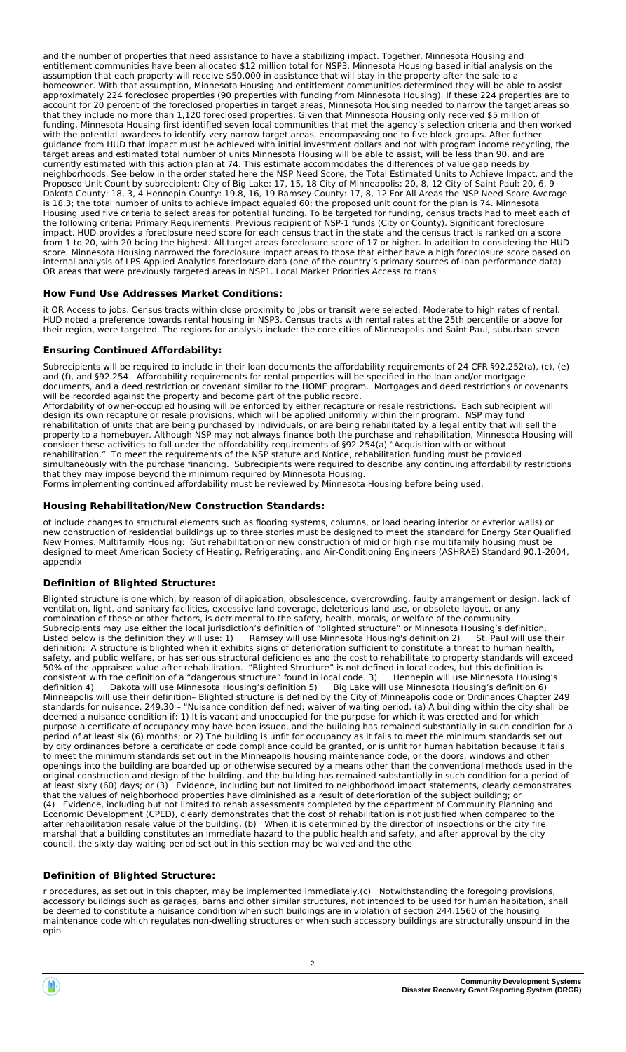and the number of properties that need assistance to have a stabilizing impact. Together, Minnesota Housing and entitlement communities have been allocated $12 million total for NSP3. Minnesota Housing based initial analysis on the assumption that each property will receive $50,000 in assistance that will stay in the property after the sale to a homeowner. With that assumption, Minnesota Housing and entitlement communities determined they will be able to assist approximately 224 foreclosed properties (90 properties with funding from Minnesota Housing). If these 224 properties are to account for 20 percent of the foreclosed properties in target areas, Minnesota Housing needed to narrow the target areas so that they include no more than 1,120 foreclosed properties. Given that Minnesota Housing only received $5 million of funding, Minnesota Housing first identified seven local communities that met the agency's selection criteria and then worked with the potential awardees to identify very narrow target areas, encompassing one to five block groups. After further guidance from HUD that impact must be achieved with initial investment dollars and not with program income recycling, the target areas and estimated total number of units Minnesota Housing will be able to assist, will be less than 90, and are currently estimated with this action plan at 74. This estimate accommodates the differences of value gap needs by neighborhoods. See below in the order stated here the NSP Need Score, the Total Estimated Units to Achieve Impact, and the Proposed Unit Count by subrecipient: City of Big Lake: 17, 15, 18 City of Minneapolis: 20, 8, 12 City of Saint Paul: 20, 6, 9 Dakota County: 18, 3, 4 Hennepin County: 19.8, 16, 19 Ramsey County: 17, 8, 12 For All Areas the NSP Need Score Average is 18.3; the total number of units to achieve impact equaled 60; the proposed unit count for the plan is 74. Minnesota Housing used five criteria to select areas for potential funding. To be targeted for funding, census tracts had to meet each of the following criteria: Primary Requirements: Previous recipient of NSP-1 funds (City or County). Significant foreclosure impact. HUD provides a foreclosure need score for each census tract in the state and the census tract is ranked on a score from 1 to 20, with 20 being the highest. All target areas foreclosure score of 17 or higher. In addition to considering the HUD score, Minnesota Housing narrowed the foreclosure impact areas to those that either have a high foreclosure score based on internal analysis of LPS Applied Analytics foreclosure data (one of the country's primary sources of loan performance data) OR areas that were previously targeted areas in NSP1. Local Market Priorities Access to trans

## How Fund Use Addresses Market Conditions:

it OR Access to jobs. Census tracts within close proximity to jobs or transit were selected. Moderate to high rates of rental. HUD noted a preference towards rental housing in NSP3. Census tracts with rental rates at the 25th percentile or above for their region, were targeted. The regions for analysis include: the core cities of Minneapolis and Saint Paul, suburban seven

## Ensuring Continued Affordability:

Subrecipients will be required to include in their loan documents the affordability requirements of 24 CFR §92.252(a), (c), (e) and (f), and §92.254. Affordability requirements for rental properties will be specified in the loan and/or mortgage documents, and a deed restriction or covenant similar to the HOME program. Mortgages and deed restrictions or covenants will be recorded against the property and become part of the public record.
Affordability of owner-occupied housing will be enforced by either recapture or resale restrictions. Each subrecipient will design its own recapture or resale provisions, which will be applied uniformly within their program. NSP may fund rehabilitation of units that are being purchased by individuals, or are being rehabilitated by a legal entity that will sell the property to a homebuyer. Although NSP may not always finance both the purchase and rehabilitation, Minnesota Housing will consider these activities to fall under the affordability requirements of §92.254(a) "Acquisition with or without rehabilitation." To meet the requirements of the NSP statute and Notice, rehabilitation funding must be provided simultaneously with the purchase financing. Subrecipients were required to describe any continuing affordability restrictions that they may impose beyond the minimum required by Minnesota Housing.
Forms implementing continued affordability must be reviewed by Minnesota Housing before being used.

## Housing Rehabilitation/New Construction Standards:

ot include changes to structural elements such as flooring systems, columns, or load bearing interior or exterior walls) or new construction of residential buildings up to three stories must be designed to meet the standard for Energy Star Qualified New Homes. Multifamily Housing: Gut rehabilitation or new construction of mid or high rise multifamily housing must be designed to meet American Society of Heating, Refrigerating, and Air-Conditioning Engineers (ASHRAE) Standard 90.1-2004, appendix

## Definition of Blighted Structure:

Blighted structure is one which, by reason of dilapidation, obsolescence, overcrowding, faulty arrangement or design, lack of ventilation, light, and sanitary facilities, excessive land coverage, deleterious land use, or obsolete layout, or any combination of these or other factors, is detrimental to the safety, health, morals, or welfare of the community.
Subrecipients may use either the local jurisdiction's definition of "blighted structure" or Minnesota Housing's definition. Listed below is the definition they will use: 1) Ramsey will use Minnesota Housing's definition 2) St. Paul will use their definition: A structure is blighted when it exhibits signs of deterioration sufficient to constitute a threat to human health, safety, and public welfare, or has serious structural deficiencies and the cost to rehabilitate to property standards will exceed 50% of the appraised value after rehabilitation. "Blighted Structure" is not defined in local codes, but this definition is consistent with the definition of a "dangerous structure" found in local code. 3) Hennepin will use Minnesota Housing's definition 4) Dakota will use Minnesota Housing's definition 5) Big Lake will use Minnesota Housing's definition 6) Minneapolis will use their definition– Blighted structure is defined by the City of Minneapolis code or Ordinances Chapter 249 standards for nuisance. 249.30 – "Nuisance condition defined; waiver of waiting period. (a) A building within the city shall be deemed a nuisance condition if: 1) It is vacant and unoccupied for the purpose for which it was erected and for which purpose a certificate of occupancy may have been issued, and the building has remained substantially in such condition for a period of at least six (6) months; or 2) The building is unfit for occupancy as it fails to meet the minimum standards set out by city ordinances before a certificate of code compliance could be granted, or is unfit for human habitation because it fails to meet the minimum standards set out in the Minneapolis housing maintenance code, or the doors, windows and other openings into the building are boarded up or otherwise secured by a means other than the conventional methods used in the original construction and design of the building, and the building has remained substantially in such condition for a period of at least sixty (60) days; or (3) Evidence, including but not limited to neighborhood impact statements, clearly demonstrates that the values of neighborhood properties have diminished as a result of deterioration of the subject building; or
(4) Evidence, including but not limited to rehab assessments completed by the department of Community Planning and Economic Development (CPED), clearly demonstrates that the cost of rehabilitation is not justified when compared to the after rehabilitation resale value of the building. (b) When it is determined by the director of inspections or the city fire marshal that a building constitutes an immediate hazard to the public health and safety, and after approval by the city council, the sixty-day waiting period set out in this section may be waived and the othe

## Definition of Blighted Structure:

r procedures, as set out in this chapter, may be implemented immediately.(c) Notwithstanding the foregoing provisions, accessory buildings such as garages, barns and other similar structures, not intended to be used for human habitation, shall be deemed to constitute a nuisance condition when such buildings are in violation of section 244.1560 of the housing maintenance code which regulates non-dwelling structures or when such accessory buildings are structurally unsound in the opin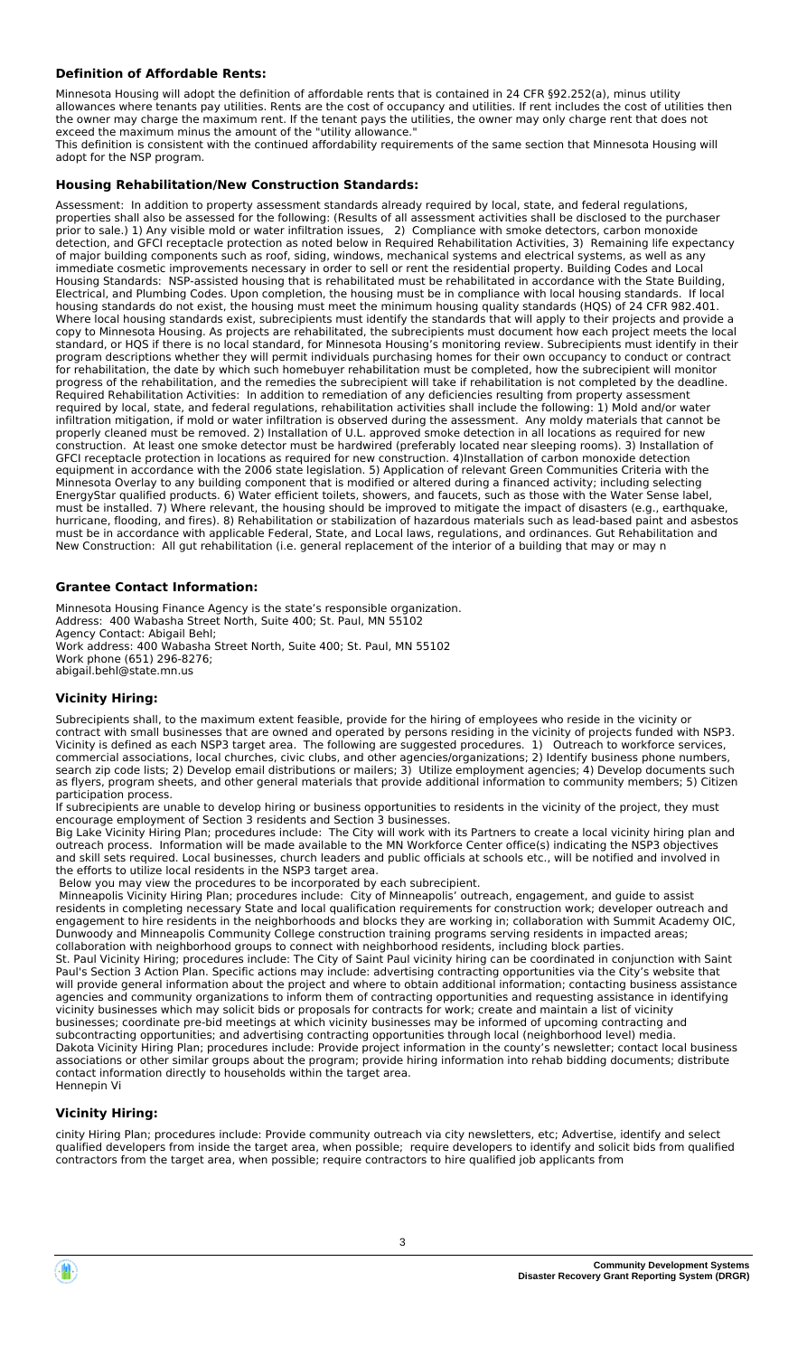### Definition of Affordable Rents:

Minnesota Housing will adopt the definition of affordable rents that is contained in 24 CFR §92.252(a), minus utility allowances where tenants pay utilities. Rents are the cost of occupancy and utilities. If rent includes the cost of utilities then the owner may charge the maximum rent. If the tenant pays the utilities, the owner may only charge rent that does not exceed the maximum minus the amount of the "utility allowance."

This definition is consistent with the continued affordability requirements of the same section that Minnesota Housing will adopt for the NSP program.

### Housing Rehabilitation/New Construction Standards:

Assessment: In addition to property assessment standards already required by local, state, and federal regulations, properties shall also be assessed for the following: (Results of all assessment activities shall be disclosed to the purchaser prior to sale.) 1) Any visible mold or water infiltration issues, 2) Compliance with smoke detectors, carbon monoxide detection, and GFCI receptacle protection as noted below in Required Rehabilitation Activities, 3) Remaining life expectancy of major building components such as roof, siding, windows, mechanical systems and electrical systems, as well as any immediate cosmetic improvements necessary in order to sell or rent the residential property. Building Codes and Local Housing Standards: NSP-assisted housing that is rehabilitated must be rehabilitated in accordance with the State Building, Electrical, and Plumbing Codes. Upon completion, the housing must be in compliance with local housing standards. If local housing standards do not exist, the housing must meet the minimum housing quality standards (HQS) of 24 CFR 982.401. Where local housing standards exist, subrecipients must identify the standards that will apply to their projects and provide a copy to Minnesota Housing. As projects are rehabilitated, the subrecipients must document how each project meets the local standard, or HQS if there is no local standard, for Minnesota Housing's monitoring review. Subrecipients must identify in their program descriptions whether they will permit individuals purchasing homes for their own occupancy to conduct or contract for rehabilitation, the date by which such homebuyer rehabilitation must be completed, how the subrecipient will monitor progress of the rehabilitation, and the remedies the subrecipient will take if rehabilitation is not completed by the deadline. Required Rehabilitation Activities: In addition to remediation of any deficiencies resulting from property assessment required by local, state, and federal regulations, rehabilitation activities shall include the following: 1) Mold and/or water infiltration mitigation, if mold or water infiltration is observed during the assessment. Any moldy materials that cannot be properly cleaned must be removed. 2) Installation of U.L. approved smoke detection in all locations as required for new construction. At least one smoke detector must be hardwired (preferably located near sleeping rooms). 3) Installation of GFCI receptacle protection in locations as required for new construction. 4)Installation of carbon monoxide detection equipment in accordance with the 2006 state legislation. 5) Application of relevant Green Communities Criteria with the Minnesota Overlay to any building component that is modified or altered during a financed activity; including selecting EnergyStar qualified products. 6) Water efficient toilets, showers, and faucets, such as those with the Water Sense label, must be installed. 7) Where relevant, the housing should be improved to mitigate the impact of disasters (e.g., earthquake, hurricane, flooding, and fires). 8) Rehabilitation or stabilization of hazardous materials such as lead-based paint and asbestos must be in accordance with applicable Federal, State, and Local laws, regulations, and ordinances. Gut Rehabilitation and New Construction: All gut rehabilitation (i.e. general replacement of the interior of a building that may or may n

### Grantee Contact Information:

Minnesota Housing Finance Agency is the state's responsible organization.
Address: 400 Wabasha Street North, Suite 400; St. Paul, MN 55102
Agency Contact: Abigail Behl;
Work address: 400 Wabasha Street North, Suite 400; St. Paul, MN 55102
Work phone (651) 296-8276;
abigail.behl@state.mn.us

### Vicinity Hiring:

Subrecipients shall, to the maximum extent feasible, provide for the hiring of employees who reside in the vicinity or contract with small businesses that are owned and operated by persons residing in the vicinity of projects funded with NSP3. Vicinity is defined as each NSP3 target area. The following are suggested procedures. 1) Outreach to workforce services, commercial associations, local churches, civic clubs, and other agencies/organizations; 2) Identify business phone numbers, search zip code lists; 2) Develop email distributions or mailers; 3) Utilize employment agencies; 4) Develop documents such as flyers, program sheets, and other general materials that provide additional information to community members; 5) Citizen participation process.

If subrecipients are unable to develop hiring or business opportunities to residents in the vicinity of the project, they must encourage employment of Section 3 residents and Section 3 businesses.

Big Lake Vicinity Hiring Plan; procedures include: The City will work with its Partners to create a local vicinity hiring plan and outreach process. Information will be made available to the MN Workforce Center office(s) indicating the NSP3 objectives and skill sets required. Local businesses, church leaders and public officials at schools etc., will be notified and involved in the efforts to utilize local residents in the NSP3 target area.

Below you may view the procedures to be incorporated by each subrecipient.

Minneapolis Vicinity Hiring Plan; procedures include: City of Minneapolis' outreach, engagement, and guide to assist residents in completing necessary State and local qualification requirements for construction work; developer outreach and engagement to hire residents in the neighborhoods and blocks they are working in; collaboration with Summit Academy OIC, Dunwoody and Minneapolis Community College construction training programs serving residents in impacted areas; collaboration with neighborhood groups to connect with neighborhood residents, including block parties.

St. Paul Vicinity Hiring; procedures include: The City of Saint Paul vicinity hiring can be coordinated in conjunction with Saint Paul's Section 3 Action Plan. Specific actions may include: advertising contracting opportunities via the City's website that will provide general information about the project and where to obtain additional information; contacting business assistance agencies and community organizations to inform them of contracting opportunities and requesting assistance in identifying vicinity businesses which may solicit bids or proposals for contracts for work; create and maintain a list of vicinity businesses; coordinate pre-bid meetings at which vicinity businesses may be informed of upcoming contracting and subcontracting opportunities; and advertising contracting opportunities through local (neighborhood level) media.

Dakota Vicinity Hiring Plan; procedures include: Provide project information in the county's newsletter; contact local business associations or other similar groups about the program; provide hiring information into rehab bidding documents; distribute contact information directly to households within the target area.

Hennepin Vi

### Vicinity Hiring:

cinity Hiring Plan; procedures include: Provide community outreach via city newsletters, etc; Advertise, identify and select qualified developers from inside the target area, when possible; require developers to identify and solicit bids from qualified contractors from the target area, when possible; require contractors to hire qualified job applicants from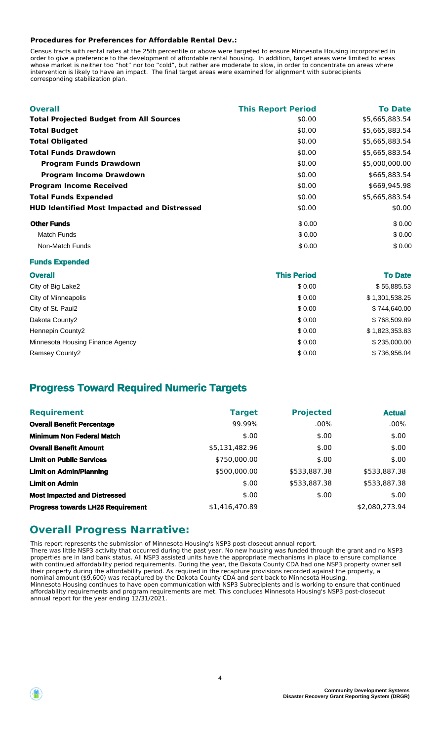**Procedures for Preferences for Affordable Rental Dev.:**

Census tracts with rental rates at the 25th percentile or above were targeted to ensure Minnesota Housing incorporated in order to give a preference to the development of affordable rental housing. In addition, target areas were limited to areas whose market is neither too "hot" nor too "cold", but rather are moderate to slow, in order to concentrate on areas where intervention is likely to have an impact. The final target areas were examined for alignment with subrecipients corresponding stabilization plan.

| **Overall** | **This Report Period** | **To Date** |
|---|---|---|
| **Total Projected Budget from All Sources** | $0.00 | $5,665,883.54 |
| **Total Budget** | $0.00 | $5,665,883.54 |
| **Total Obligated** | $0.00 | $5,665,883.54 |
| **Total Funds Drawdown** | $0.00 | $5,665,883.54 |
| **Program Funds Drawdown** | $0.00 | $5,000,000.00 |
| **Program Income Drawdown** | $0.00 | $665,883.54 |
| **Program Income Received** | $0.00 | $669,945.98 |
| **Total Funds Expended** | $0.00 | $5,665,883.54 |
| **HUD Identified Most Impacted and Distressed** | $0.00 | $0.00 |
| **Other Funds** | $ 0.00 | $ 0.00 |
| Match Funds | $ 0.00 | $ 0.00 |
| Non-Match Funds | $ 0.00 | $ 0.00 |

**Funds Expended**

| **Overall** | **This Period** | **To Date** |
|---|---|---|
| City of Big Lake2 | $ 0.00 | $ 55,885.53 |
| City of Minneapolis | $ 0.00 | $ 1,301,538.25 |
| City of St. Paul2 | $ 0.00 | $ 744,640.00 |
| Dakota County2 | $ 0.00 | $ 768,509.89 |
| Hennepin County2 | $ 0.00 | $ 1,823,353.83 |
| Minnesota Housing Finance Agency | $ 0.00 | $ 235,000.00 |
| Ramsey County2 | $ 0.00 | $ 736,956.04 |

## Progress Toward Required Numeric Targets

| **Requirement** | **Target** | **Projected** | **Actual** |
|---|---|---|---|
| **Overall Benefit Percentage** | 99.99% | .00% | .00% |
| **Minimum Non Federal Match** | $.00 | $.00 | $.00 |
| **Overall Benefit Amount** | $5,131,482.96 | $.00 | $.00 |
| **Limit on Public Services** | $750,000.00 | $.00 | $.00 |
| **Limit on Admin/Planning** | $500,000.00 | $533,887.38 | $533,887.38 |
| **Limit on Admin** | $.00 | $533,887.38 | $533,887.38 |
| **Most Impacted and Distressed** | $.00 | $.00 | $.00 |
| **Progress towards LH25 Requirement** | $1,416,470.89 | | $2,080,273.94 |

## Overall Progress Narrative:

This report represents the submission of Minnesota Housing's NSP3 post-closeout annual report.
There was little NSP3 activity that occurred during the past year. No new housing was funded through the grant and no NSP3 properties are in land bank status. All NSP3 assisted units have the appropriate mechanisms in place to ensure compliance with continued affordability period requirements. During the year, the Dakota County CDA had one NSP3 property owner sell their property during the affordability period. As required in the recapture provisions recorded against the property, a nominal amount ($9,600) was recaptured by the Dakota County CDA and sent back to Minnesota Housing.
Minnesota Housing continues to have open communication with NSP3 Subrecipients and is working to ensure that continued affordability requirements and program requirements are met. This concludes Minnesota Housing's NSP3 post-closeout annual report for the year ending 12/31/2021.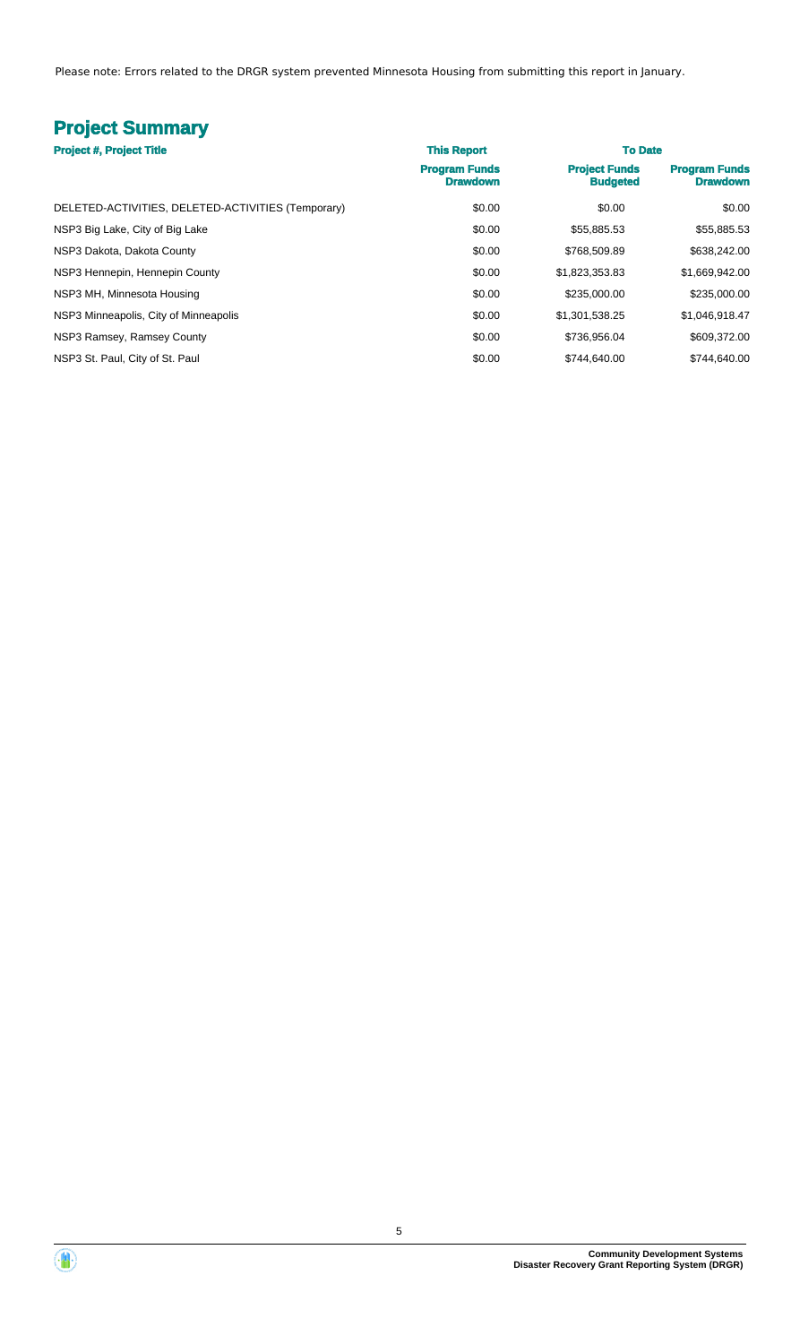Please note: Errors related to the DRGR system prevented Minnesota Housing from submitting this report in January.

# Project Summary

| Project #, Project Title | This Report | To Date | |
|---|---|---|---|
| | Program Funds Drawdown | Project Funds Budgeted | Program Funds Drawdown |
| DELETED-ACTIVITIES, DELETED-ACTIVITIES (Temporary) | $0.00 | $0.00 | $0.00 |
| NSP3 Big Lake, City of Big Lake | $0.00 | $55,885.53 | $55,885.53 |
| NSP3 Dakota, Dakota County | $0.00 | $768,509.89 | $638,242.00 |
| NSP3 Hennepin, Hennepin County | $0.00 | $1,823,353.83 | $1,669,942.00 |
| NSP3 MH, Minnesota Housing | $0.00 | $235,000.00 | $235,000.00 |
| NSP3 Minneapolis, City of Minneapolis | $0.00 | $1,301,538.25 | $1,046,918.47 |
| NSP3 Ramsey, Ramsey County | $0.00 | $736,956.04 | $609,372.00 |
| NSP3 St. Paul, City of St. Paul | $0.00 | $744,640.00 | $744,640.00 |